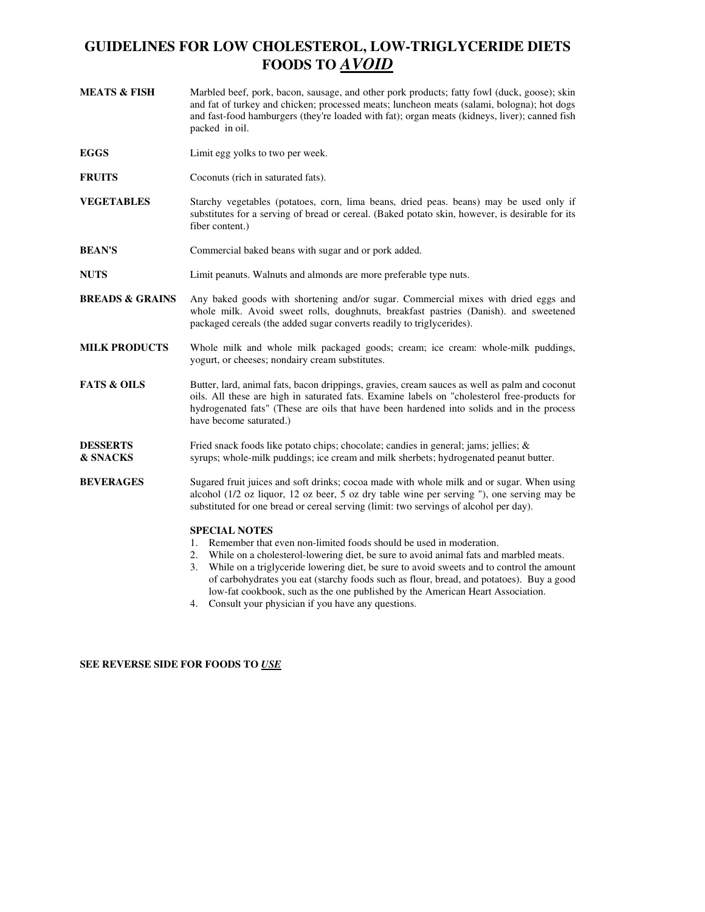# GUIDELINES FOR LOW CHOLESTEROL, LOW-TRIGLYCERIDE DIETS FOODS TO ***AVOID***

**MEATS & FISH** Marbled beef, pork, bacon, sausage, and other pork products; fatty fowl (duck, goose); skin and fat of turkey and chicken; processed meats; luncheon meats (salami, bologna); hot dogs and fast-food hamburgers (they're loaded with fat); organ meats (kidneys, liver); canned fish packed in oil.

**EGGS** Limit egg yolks to two per week.

**FRUITS** Coconuts (rich in saturated fats).

**VEGETABLES** Starchy vegetables (potatoes, corn, lima beans, dried peas. beans) may be used only if substitutes for a serving of bread or cereal. (Baked potato skin, however, is desirable for its fiber content.)

**BEAN'S** Commercial baked beans with sugar and or pork added.

**NUTS** Limit peanuts. Walnuts and almonds are more preferable type nuts.

**BREADS & GRAINS** Any baked goods with shortening and/or sugar. Commercial mixes with dried eggs and whole milk. Avoid sweet rolls, doughnuts, breakfast pastries (Danish). and sweetened packaged cereals (the added sugar converts readily to triglycerides).

**MILK PRODUCTS** Whole milk and whole milk packaged goods; cream; ice cream: whole-milk puddings, yogurt, or cheeses; nondairy cream substitutes.

**FATS & OILS** Butter, lard, animal fats, bacon drippings, gravies, cream sauces as well as palm and coconut oils. All these are high in saturated fats. Examine labels on "cholesterol free-products for hydrogenated fats" (These are oils that have been hardened into solids and in the process have become saturated.)

**DESSERTS & SNACKS** Fried snack foods like potato chips; chocolate; candies in general; jams; jellies; & syrups; whole-milk puddings; ice cream and milk sherbets; hydrogenated peanut butter.

**BEVERAGES** Sugared fruit juices and soft drinks; cocoa made with whole milk and or sugar. When using alcohol (1/2 oz liquor, 12 oz beer, 5 oz dry table wine per serving "), one serving may be substituted for one bread or cereal serving (limit: two servings of alcohol per day).

**SPECIAL NOTES**

1. Remember that even non-limited foods should be used in moderation.
2. While on a cholesterol-lowering diet, be sure to avoid animal fats and marbled meats.
3. While on a triglyceride lowering diet, be sure to avoid sweets and to control the amount of carbohydrates you eat (starchy foods such as flour, bread, and potatoes). Buy a good low-fat cookbook, such as the one published by the American Heart Association.
4. Consult your physician if you have any questions.

**SEE REVERSE SIDE FOR FOODS TO *USE***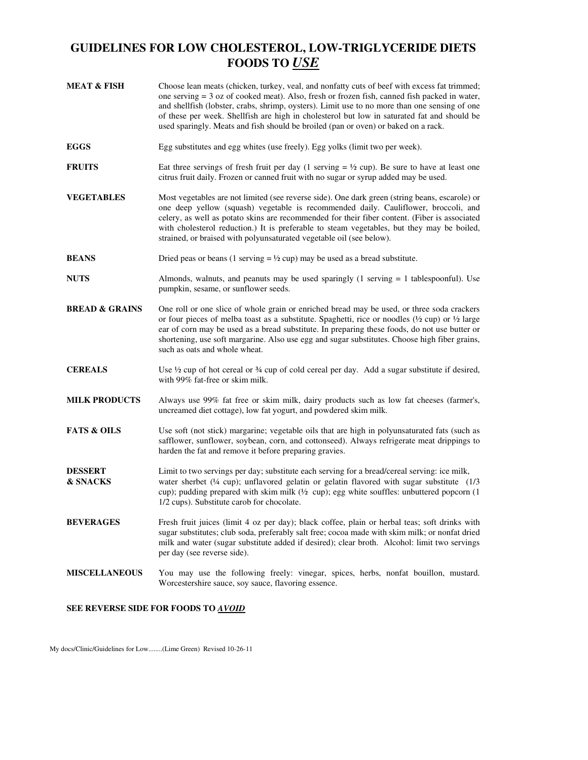# GUIDELINES FOR LOW CHOLESTEROL, LOW-TRIGLYCERIDE DIETS
# FOODS TO ***USE***

**MEAT & FISH** Choose lean meats (chicken, turkey, veal, and nonfatty cuts of beef with excess fat trimmed; one serving = 3 oz of cooked meat). Also, fresh or frozen fish, canned fish packed in water, and shellfish (lobster, crabs, shrimp, oysters). Limit use to no more than one sensing of one of these per week. Shellfish are high in cholesterol but low in saturated fat and should be used sparingly. Meats and fish should be broiled (pan or oven) or baked on a rack.

**EGGS** Egg substitutes and egg whites (use freely). Egg yolks (limit two per week).

**FRUITS** Eat three servings of fresh fruit per day (1 serving = ½ cup). Be sure to have at least one citrus fruit daily. Frozen or canned fruit with no sugar or syrup added may be used.

**VEGETABLES** Most vegetables are not limited (see reverse side). One dark green (string beans, escarole) or one deep yellow (squash) vegetable is recommended daily. Cauliflower, broccoli, and celery, as well as potato skins are recommended for their fiber content. (Fiber is associated with cholesterol reduction.) It is preferable to steam vegetables, but they may be boiled, strained, or braised with polyunsaturated vegetable oil (see below).

**BEANS** Dried peas or beans (1 serving = ½ cup) may be used as a bread substitute.

**NUTS** Almonds, walnuts, and peanuts may be used sparingly (1 serving = 1 tablespoonful). Use pumpkin, sesame, or sunflower seeds.

**BREAD & GRAINS** One roll or one slice of whole grain or enriched bread may be used, or three soda crackers or four pieces of melba toast as a substitute. Spaghetti, rice or noodles (½ cup) or ½ large ear of corn may be used as a bread substitute. In preparing these foods, do not use butter or shortening, use soft margarine. Also use egg and sugar substitutes. Choose high fiber grains, such as oats and whole wheat.

**CEREALS** Use ½ cup of hot cereal or ¾ cup of cold cereal per day. Add a sugar substitute if desired, with 99% fat-free or skim milk.

**MILK PRODUCTS** Always use 99% fat free or skim milk, dairy products such as low fat cheeses (farmer's, uncreamed diet cottage), low fat yogurt, and powdered skim milk.

**FATS & OILS** Use soft (not stick) margarine; vegetable oils that are high in polyunsaturated fats (such as safflower, sunflower, soybean, corn, and cottonseed). Always refrigerate meat drippings to harden the fat and remove it before preparing gravies.

**DESSERT & SNACKS** Limit to two servings per day; substitute each serving for a bread/cereal serving: ice milk, water sherbet (¼ cup); unflavored gelatin or gelatin flavored with sugar substitute (1/3 cup); pudding prepared with skim milk (½ cup); egg white souffles: unbuttered popcorn (1 1/2 cups). Substitute carob for chocolate.

**BEVERAGES** Fresh fruit juices (limit 4 oz per day); black coffee, plain or herbal teas; soft drinks with sugar substitutes; club soda, preferably salt free; cocoa made with skim milk; or nonfat dried milk and water (sugar substitute added if desired); clear broth. Alcohol: limit two servings per day (see reverse side).

**MISCELLANEOUS** You may use the following freely: vinegar, spices, herbs, nonfat bouillon, mustard. Worcestershire sauce, soy sauce, flavoring essence.

**SEE REVERSE SIDE FOR FOODS TO *AVOID***

My docs/Clinic/Guidelines for Low........(Lime Green) Revised 10-26-11